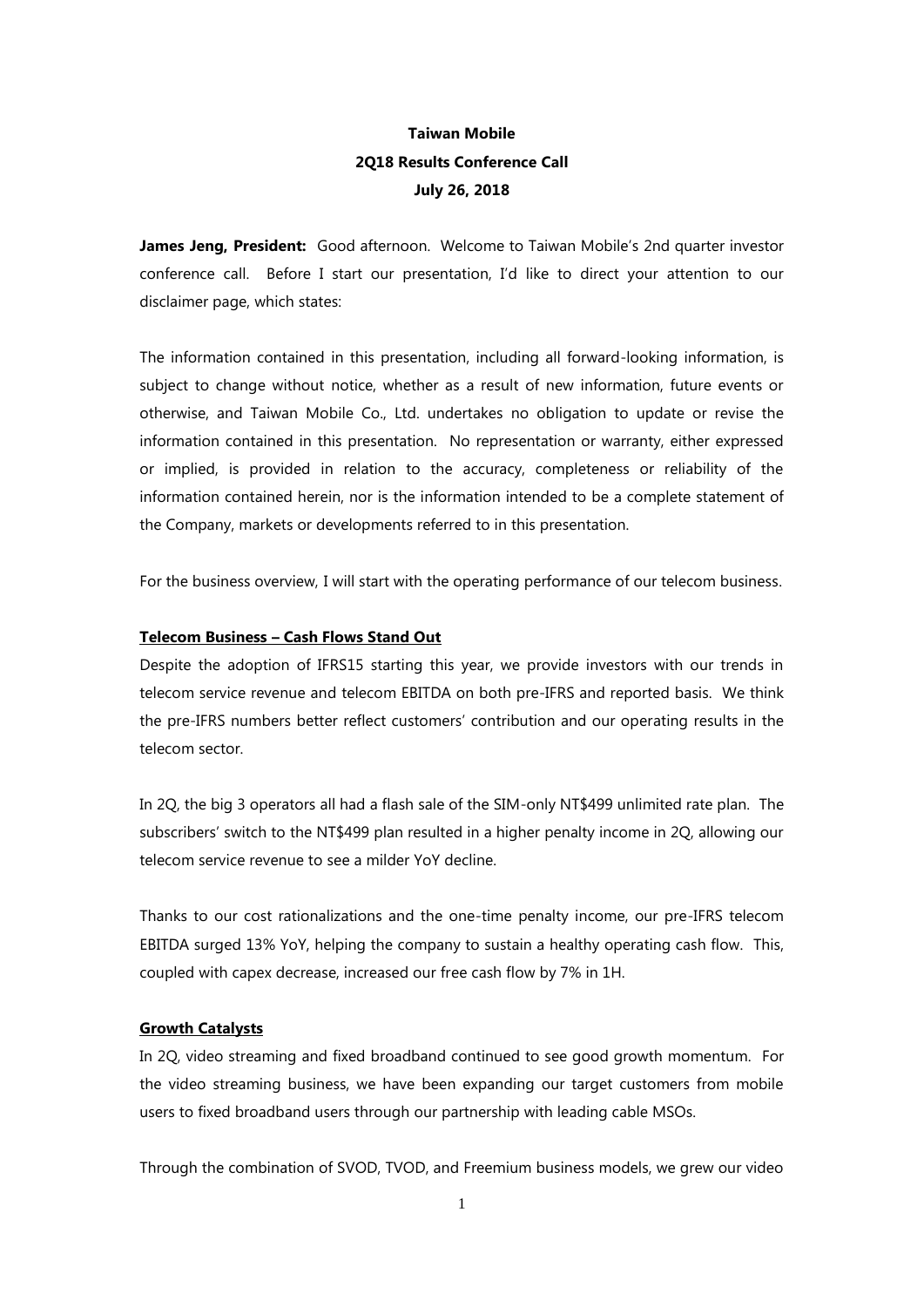**Taiwan Mobile**
**2Q18 Results Conference Call**
**July 26, 2018**

**James Jeng, President:** Good afternoon. Welcome to Taiwan Mobile's 2nd quarter investor conference call. Before I start our presentation, I'd like to direct your attention to our disclaimer page, which states:

The information contained in this presentation, including all forward-looking information, is subject to change without notice, whether as a result of new information, future events or otherwise, and Taiwan Mobile Co., Ltd. undertakes no obligation to update or revise the information contained in this presentation. No representation or warranty, either expressed or implied, is provided in relation to the accuracy, completeness or reliability of the information contained herein, nor is the information intended to be a complete statement of the Company, markets or developments referred to in this presentation.

For the business overview, I will start with the operating performance of our telecom business.

**Telecom Business – Cash Flows Stand Out**

Despite the adoption of IFRS15 starting this year, we provide investors with our trends in telecom service revenue and telecom EBITDA on both pre-IFRS and reported basis. We think the pre-IFRS numbers better reflect customers' contribution and our operating results in the telecom sector.

In 2Q, the big 3 operators all had a flash sale of the SIM-only NT$499 unlimited rate plan. The subscribers' switch to the NT$499 plan resulted in a higher penalty income in 2Q, allowing our telecom service revenue to see a milder YoY decline.

Thanks to our cost rationalizations and the one-time penalty income, our pre-IFRS telecom EBITDA surged 13% YoY, helping the company to sustain a healthy operating cash flow. This, coupled with capex decrease, increased our free cash flow by 7% in 1H.

**Growth Catalysts**

In 2Q, video streaming and fixed broadband continued to see good growth momentum. For the video streaming business, we have been expanding our target customers from mobile users to fixed broadband users through our partnership with leading cable MSOs.

Through the combination of SVOD, TVOD, and Freemium business models, we grew our video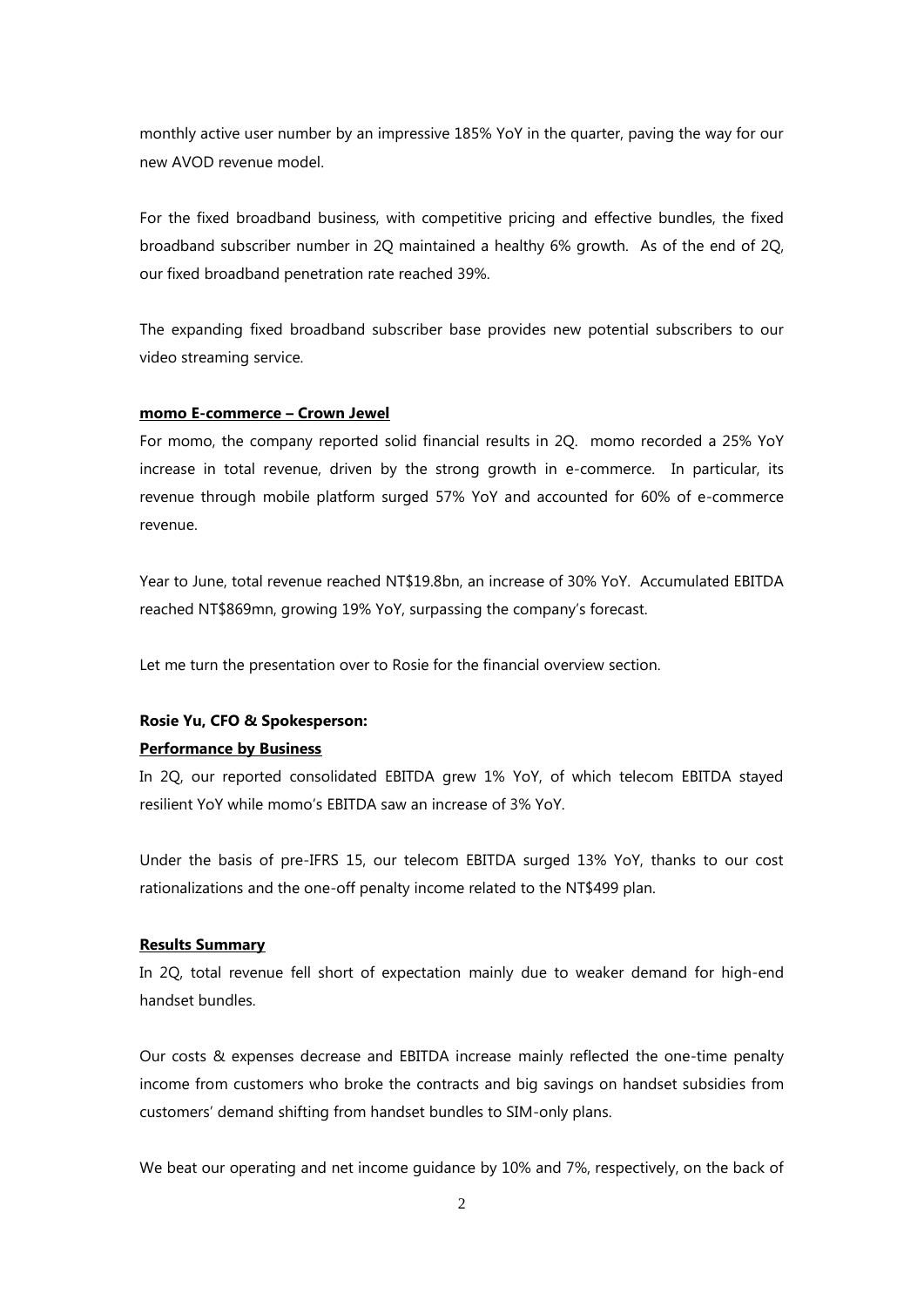monthly active user number by an impressive 185% YoY in the quarter, paving the way for our new AVOD revenue model.

For the fixed broadband business, with competitive pricing and effective bundles, the fixed broadband subscriber number in 2Q maintained a healthy 6% growth. As of the end of 2Q, our fixed broadband penetration rate reached 39%.

The expanding fixed broadband subscriber base provides new potential subscribers to our video streaming service.

**momo E-commerce – Crown Jewel**

For momo, the company reported solid financial results in 2Q. momo recorded a 25% YoY increase in total revenue, driven by the strong growth in e-commerce. In particular, its revenue through mobile platform surged 57% YoY and accounted for 60% of e-commerce revenue.

Year to June, total revenue reached NT$19.8bn, an increase of 30% YoY. Accumulated EBITDA reached NT$869mn, growing 19% YoY, surpassing the company's forecast.

Let me turn the presentation over to Rosie for the financial overview section.

**Rosie Yu, CFO & Spokesperson:**

**Performance by Business**

In 2Q, our reported consolidated EBITDA grew 1% YoY, of which telecom EBITDA stayed resilient YoY while momo's EBITDA saw an increase of 3% YoY.

Under the basis of pre-IFRS 15, our telecom EBITDA surged 13% YoY, thanks to our cost rationalizations and the one-off penalty income related to the NT$499 plan.

**Results Summary**

In 2Q, total revenue fell short of expectation mainly due to weaker demand for high-end handset bundles.

Our costs & expenses decrease and EBITDA increase mainly reflected the one-time penalty income from customers who broke the contracts and big savings on handset subsidies from customers' demand shifting from handset bundles to SIM-only plans.

We beat our operating and net income guidance by 10% and 7%, respectively, on the back of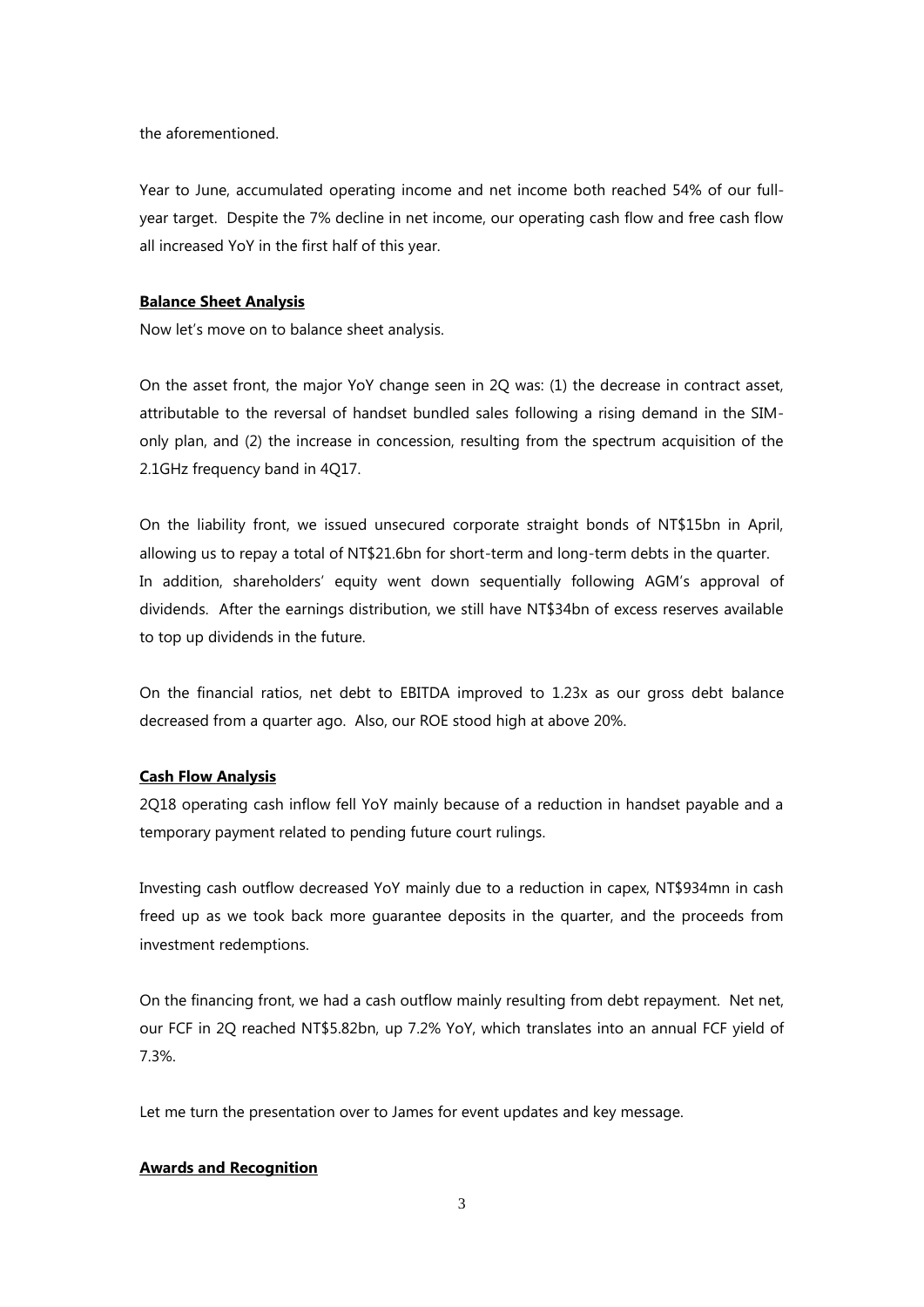the aforementioned.

Year to June, accumulated operating income and net income both reached 54% of our full-year target. Despite the 7% decline in net income, our operating cash flow and free cash flow all increased YoY in the first half of this year.

**Balance Sheet Analysis**

Now let's move on to balance sheet analysis.

On the asset front, the major YoY change seen in 2Q was: (1) the decrease in contract asset, attributable to the reversal of handset bundled sales following a rising demand in the SIM-only plan, and (2) the increase in concession, resulting from the spectrum acquisition of the 2.1GHz frequency band in 4Q17.

On the liability front, we issued unsecured corporate straight bonds of NT$15bn in April, allowing us to repay a total of NT$21.6bn for short-term and long-term debts in the quarter. In addition, shareholders' equity went down sequentially following AGM's approval of dividends. After the earnings distribution, we still have NT$34bn of excess reserves available to top up dividends in the future.

On the financial ratios, net debt to EBITDA improved to 1.23x as our gross debt balance decreased from a quarter ago. Also, our ROE stood high at above 20%.

**Cash Flow Analysis**

2Q18 operating cash inflow fell YoY mainly because of a reduction in handset payable and a temporary payment related to pending future court rulings.

Investing cash outflow decreased YoY mainly due to a reduction in capex, NT$934mn in cash freed up as we took back more guarantee deposits in the quarter, and the proceeds from investment redemptions.

On the financing front, we had a cash outflow mainly resulting from debt repayment. Net net, our FCF in 2Q reached NT$5.82bn, up 7.2% YoY, which translates into an annual FCF yield of 7.3%.

Let me turn the presentation over to James for event updates and key message.

**Awards and Recognition**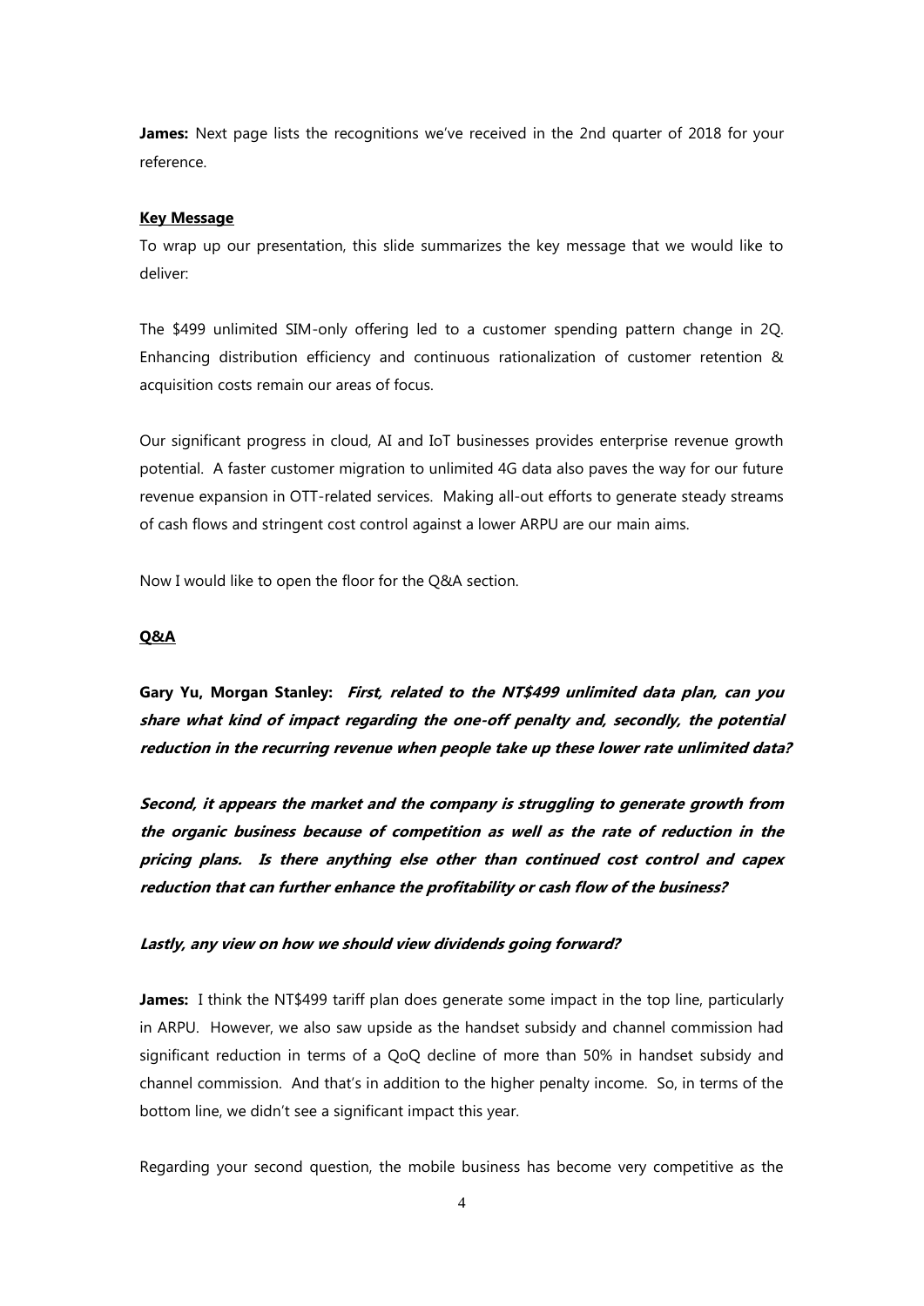**James:** Next page lists the recognitions we've received in the 2nd quarter of 2018 for your reference.

**Key Message**

To wrap up our presentation, this slide summarizes the key message that we would like to deliver:

The $499 unlimited SIM-only offering led to a customer spending pattern change in 2Q. Enhancing distribution efficiency and continuous rationalization of customer retention & acquisition costs remain our areas of focus.

Our significant progress in cloud, AI and IoT businesses provides enterprise revenue growth potential. A faster customer migration to unlimited 4G data also paves the way for our future revenue expansion in OTT-related services. Making all-out efforts to generate steady streams of cash flows and stringent cost control against a lower ARPU are our main aims.

Now I would like to open the floor for the Q&A section.

**Q&A**

**Gary Yu, Morgan Stanley:** ***First, related to the NT$499 unlimited data plan, can you share what kind of impact regarding the one-off penalty and, secondly, the potential reduction in the recurring revenue when people take up these lower rate unlimited data?***

***Second, it appears the market and the company is struggling to generate growth from the organic business because of competition as well as the rate of reduction in the pricing plans. Is there anything else other than continued cost control and capex reduction that can further enhance the profitability or cash flow of the business?***

***Lastly, any view on how we should view dividends going forward?***

**James:** I think the NT$499 tariff plan does generate some impact in the top line, particularly in ARPU. However, we also saw upside as the handset subsidy and channel commission had significant reduction in terms of a QoQ decline of more than 50% in handset subsidy and channel commission. And that's in addition to the higher penalty income. So, in terms of the bottom line, we didn't see a significant impact this year.

Regarding your second question, the mobile business has become very competitive as the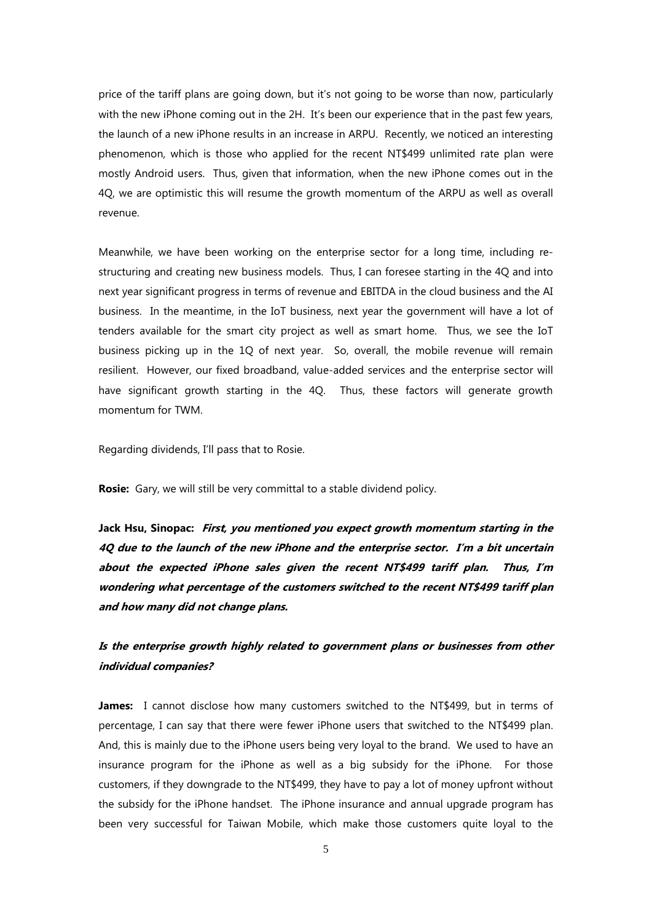price of the tariff plans are going down, but it's not going to be worse than now, particularly with the new iPhone coming out in the 2H. It's been our experience that in the past few years, the launch of a new iPhone results in an increase in ARPU. Recently, we noticed an interesting phenomenon, which is those who applied for the recent NT$499 unlimited rate plan were mostly Android users. Thus, given that information, when the new iPhone comes out in the 4Q, we are optimistic this will resume the growth momentum of the ARPU as well as overall revenue.

Meanwhile, we have been working on the enterprise sector for a long time, including re-structuring and creating new business models. Thus, I can foresee starting in the 4Q and into next year significant progress in terms of revenue and EBITDA in the cloud business and the AI business. In the meantime, in the IoT business, next year the government will have a lot of tenders available for the smart city project as well as smart home. Thus, we see the IoT business picking up in the 1Q of next year. So, overall, the mobile revenue will remain resilient. However, our fixed broadband, value-added services and the enterprise sector will have significant growth starting in the 4Q. Thus, these factors will generate growth momentum for TWM.

Regarding dividends, I'll pass that to Rosie.

**Rosie:** Gary, we will still be very committal to a stable dividend policy.

**Jack Hsu, Sinopac:** ***First, you mentioned you expect growth momentum starting in the 4Q due to the launch of the new iPhone and the enterprise sector. I'm a bit uncertain about the expected iPhone sales given the recent NT$499 tariff plan. Thus, I'm wondering what percentage of the customers switched to the recent NT$499 tariff plan and how many did not change plans.***

***Is the enterprise growth highly related to government plans or businesses from other individual companies?***

**James:** I cannot disclose how many customers switched to the NT$499, but in terms of percentage, I can say that there were fewer iPhone users that switched to the NT$499 plan. And, this is mainly due to the iPhone users being very loyal to the brand. We used to have an insurance program for the iPhone as well as a big subsidy for the iPhone. For those customers, if they downgrade to the NT$499, they have to pay a lot of money upfront without the subsidy for the iPhone handset. The iPhone insurance and annual upgrade program has been very successful for Taiwan Mobile, which make those customers quite loyal to the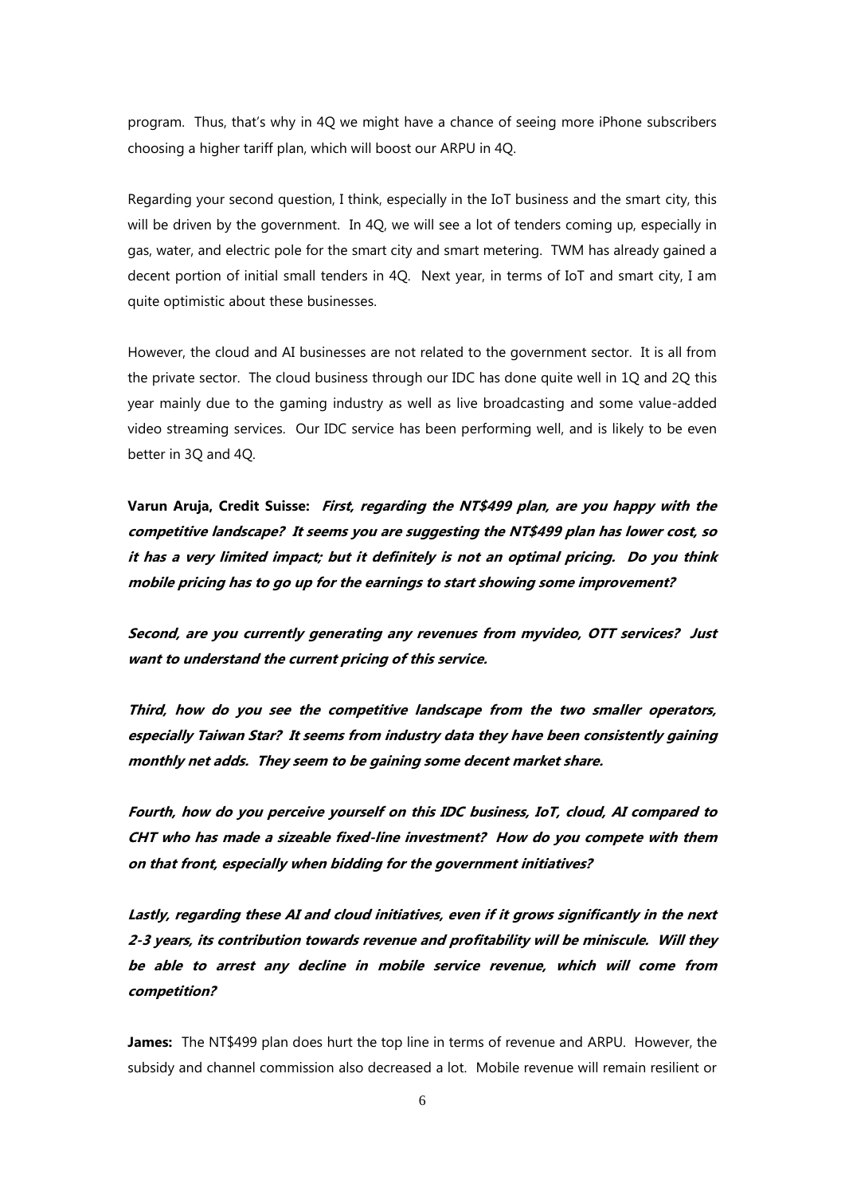program. Thus, that's why in 4Q we might have a chance of seeing more iPhone subscribers choosing a higher tariff plan, which will boost our ARPU in 4Q.

Regarding your second question, I think, especially in the IoT business and the smart city, this will be driven by the government. In 4Q, we will see a lot of tenders coming up, especially in gas, water, and electric pole for the smart city and smart metering. TWM has already gained a decent portion of initial small tenders in 4Q. Next year, in terms of IoT and smart city, I am quite optimistic about these businesses.

However, the cloud and AI businesses are not related to the government sector. It is all from the private sector. The cloud business through our IDC has done quite well in 1Q and 2Q this year mainly due to the gaming industry as well as live broadcasting and some value-added video streaming services. Our IDC service has been performing well, and is likely to be even better in 3Q and 4Q.

**Varun Aruja, Credit Suisse:** ***First, regarding the NT$499 plan, are you happy with the competitive landscape? It seems you are suggesting the NT$499 plan has lower cost, so it has a very limited impact; but it definitely is not an optimal pricing. Do you think mobile pricing has to go up for the earnings to start showing some improvement?***

***Second, are you currently generating any revenues from myvideo, OTT services? Just want to understand the current pricing of this service.***

***Third, how do you see the competitive landscape from the two smaller operators, especially Taiwan Star? It seems from industry data they have been consistently gaining monthly net adds. They seem to be gaining some decent market share.***

***Fourth, how do you perceive yourself on this IDC business, IoT, cloud, AI compared to CHT who has made a sizeable fixed-line investment? How do you compete with them on that front, especially when bidding for the government initiatives?***

***Lastly, regarding these AI and cloud initiatives, even if it grows significantly in the next 2-3 years, its contribution towards revenue and profitability will be miniscule. Will they be able to arrest any decline in mobile service revenue, which will come from competition?***

**James:** The NT$499 plan does hurt the top line in terms of revenue and ARPU. However, the subsidy and channel commission also decreased a lot. Mobile revenue will remain resilient or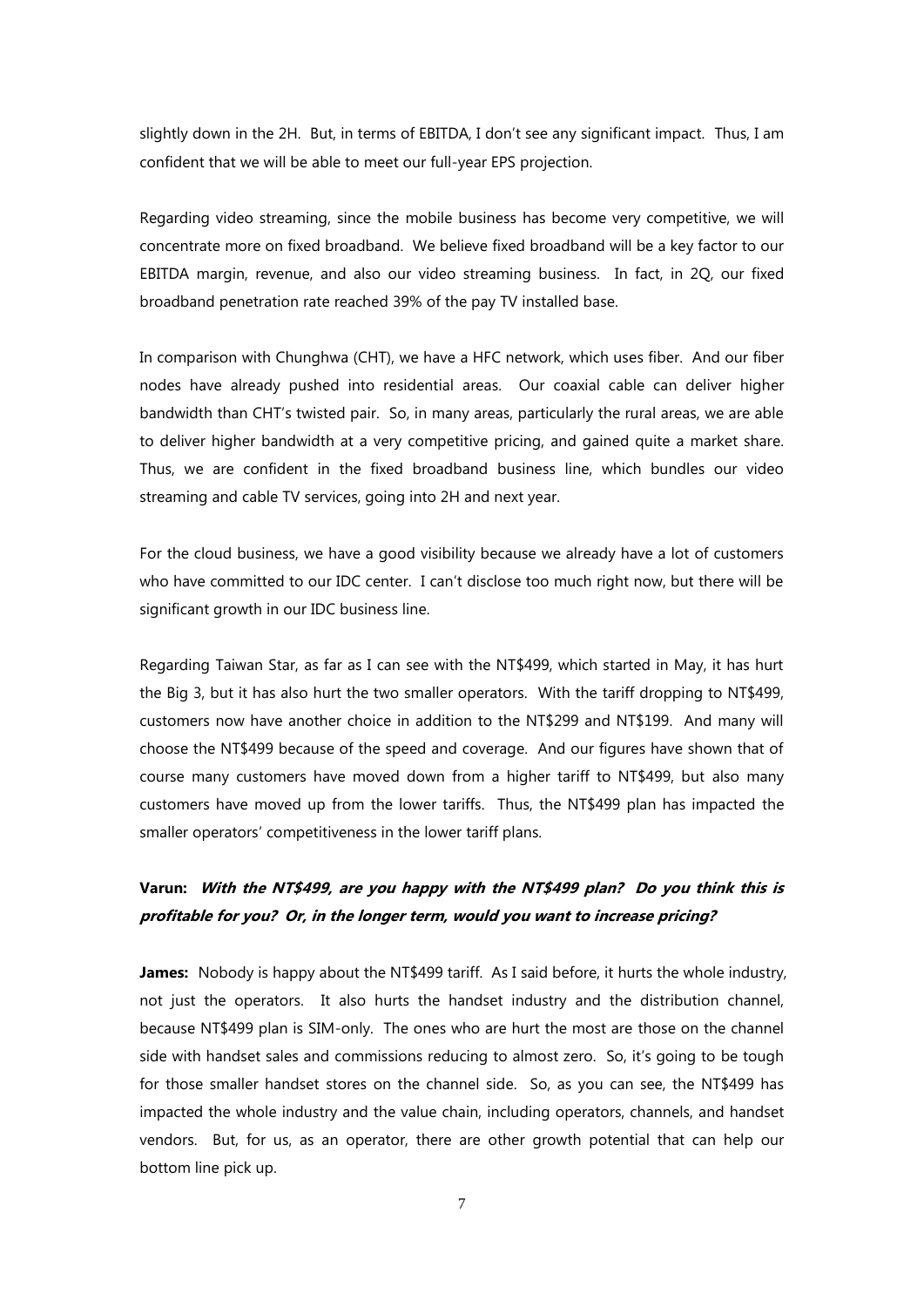slightly down in the 2H. But, in terms of EBITDA, I don't see any significant impact. Thus, I am confident that we will be able to meet our full-year EPS projection.

Regarding video streaming, since the mobile business has become very competitive, we will concentrate more on fixed broadband. We believe fixed broadband will be a key factor to our EBITDA margin, revenue, and also our video streaming business. In fact, in 2Q, our fixed broadband penetration rate reached 39% of the pay TV installed base.

In comparison with Chunghwa (CHT), we have a HFC network, which uses fiber. And our fiber nodes have already pushed into residential areas. Our coaxial cable can deliver higher bandwidth than CHT's twisted pair. So, in many areas, particularly the rural areas, we are able to deliver higher bandwidth at a very competitive pricing, and gained quite a market share. Thus, we are confident in the fixed broadband business line, which bundles our video streaming and cable TV services, going into 2H and next year.

For the cloud business, we have a good visibility because we already have a lot of customers who have committed to our IDC center. I can't disclose too much right now, but there will be significant growth in our IDC business line.

Regarding Taiwan Star, as far as I can see with the NT$499, which started in May, it has hurt the Big 3, but it has also hurt the two smaller operators. With the tariff dropping to NT$499, customers now have another choice in addition to the NT$299 and NT$199. And many will choose the NT$499 because of the speed and coverage. And our figures have shown that of course many customers have moved down from a higher tariff to NT$499, but also many customers have moved up from the lower tariffs. Thus, the NT$499 plan has impacted the smaller operators' competitiveness in the lower tariff plans.

**Varun:** ***With the NT$499, are you happy with the NT$499 plan? Do you think this is profitable for you? Or, in the longer term, would you want to increase pricing?***

**James:** Nobody is happy about the NT$499 tariff. As I said before, it hurts the whole industry, not just the operators. It also hurts the handset industry and the distribution channel, because NT$499 plan is SIM-only. The ones who are hurt the most are those on the channel side with handset sales and commissions reducing to almost zero. So, it's going to be tough for those smaller handset stores on the channel side. So, as you can see, the NT$499 has impacted the whole industry and the value chain, including operators, channels, and handset vendors. But, for us, as an operator, there are other growth potential that can help our bottom line pick up.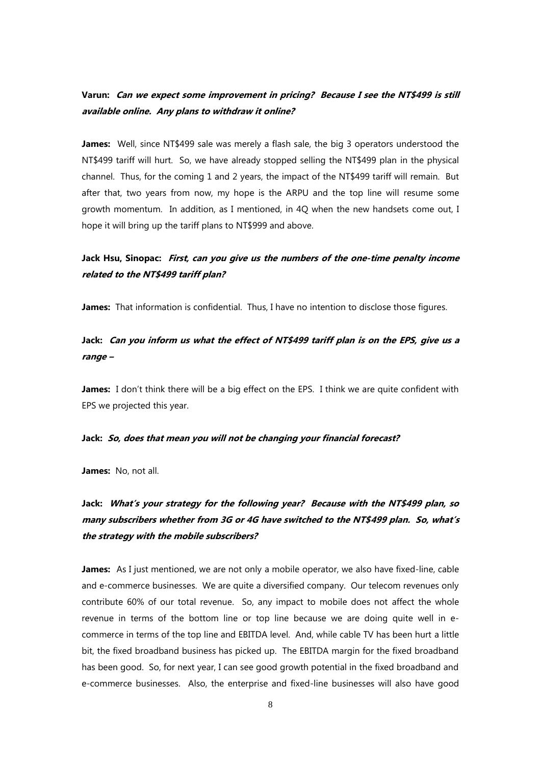**Varun:** ***Can we expect some improvement in pricing? Because I see the NT$499 is still available online. Any plans to withdraw it online?***

**James:** Well, since NT$499 sale was merely a flash sale, the big 3 operators understood the NT$499 tariff will hurt. So, we have already stopped selling the NT$499 plan in the physical channel. Thus, for the coming 1 and 2 years, the impact of the NT$499 tariff will remain. But after that, two years from now, my hope is the ARPU and the top line will resume some growth momentum. In addition, as I mentioned, in 4Q when the new handsets come out, I hope it will bring up the tariff plans to NT$999 and above.

**Jack Hsu, Sinopac:** ***First, can you give us the numbers of the one-time penalty income related to the NT$499 tariff plan?***

**James:** That information is confidential. Thus, I have no intention to disclose those figures.

**Jack:** ***Can you inform us what the effect of NT$499 tariff plan is on the EPS, give us a range –***

**James:** I don't think there will be a big effect on the EPS. I think we are quite confident with EPS we projected this year.

**Jack:** ***So, does that mean you will not be changing your financial forecast?***

**James:** No, not all.

**Jack:** ***What's your strategy for the following year? Because with the NT$499 plan, so many subscribers whether from 3G or 4G have switched to the NT$499 plan. So, what's the strategy with the mobile subscribers?***

**James:** As I just mentioned, we are not only a mobile operator, we also have fixed-line, cable and e-commerce businesses. We are quite a diversified company. Our telecom revenues only contribute 60% of our total revenue. So, any impact to mobile does not affect the whole revenue in terms of the bottom line or top line because we are doing quite well in e-commerce in terms of the top line and EBITDA level. And, while cable TV has been hurt a little bit, the fixed broadband business has picked up. The EBITDA margin for the fixed broadband has been good. So, for next year, I can see good growth potential in the fixed broadband and e-commerce businesses. Also, the enterprise and fixed-line businesses will also have good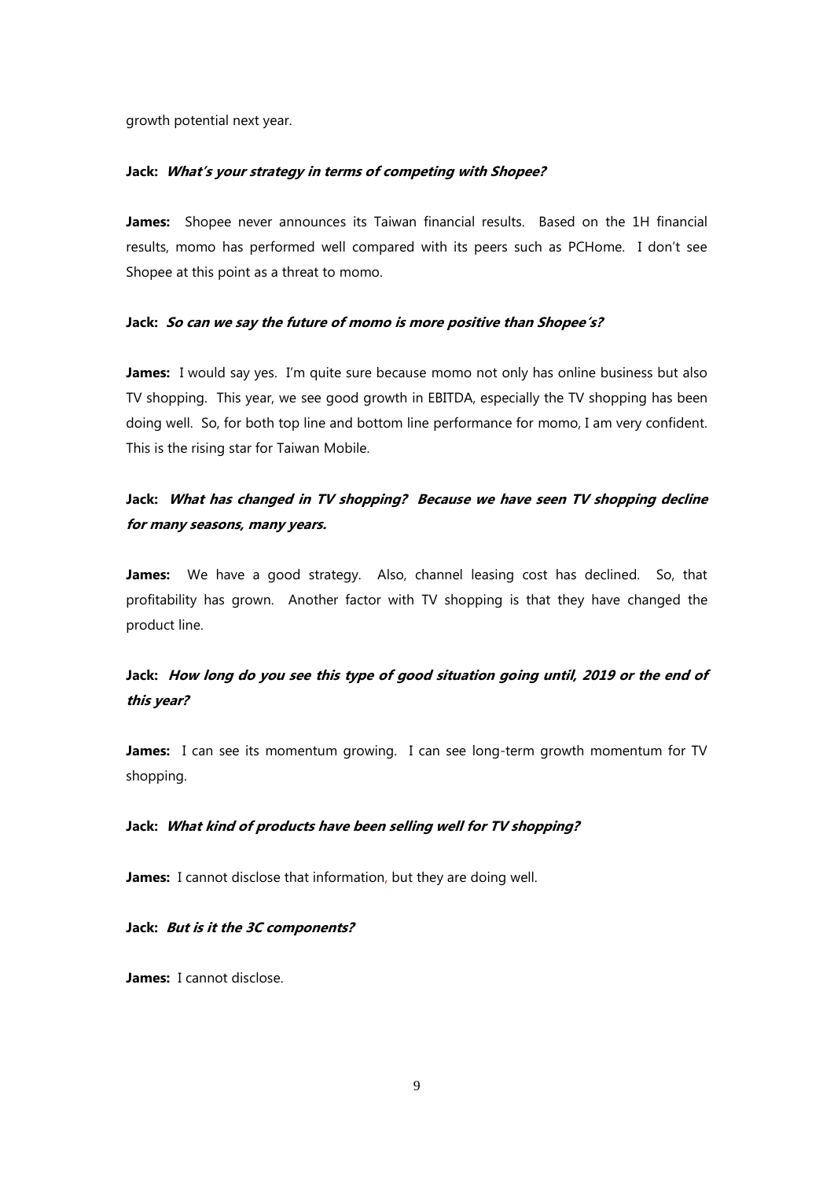growth potential next year.

**Jack:** ***What's your strategy in terms of competing with Shopee?***

**James:** Shopee never announces its Taiwan financial results. Based on the 1H financial results, momo has performed well compared with its peers such as PCHome. I don't see Shopee at this point as a threat to momo.

**Jack:** ***So can we say the future of momo is more positive than Shopee's?***

**James:** I would say yes. I'm quite sure because momo not only has online business but also TV shopping. This year, we see good growth in EBITDA, especially the TV shopping has been doing well. So, for both top line and bottom line performance for momo, I am very confident. This is the rising star for Taiwan Mobile.

**Jack:** ***What has changed in TV shopping? Because we have seen TV shopping decline for many seasons, many years.***

**James:** We have a good strategy. Also, channel leasing cost has declined. So, that profitability has grown. Another factor with TV shopping is that they have changed the product line.

**Jack:** ***How long do you see this type of good situation going until, 2019 or the end of this year?***

**James:** I can see its momentum growing. I can see long-term growth momentum for TV shopping.

**Jack:** ***What kind of products have been selling well for TV shopping?***

**James:** I cannot disclose that information, but they are doing well.

**Jack:** ***But is it the 3C components?***

**James:** I cannot disclose.